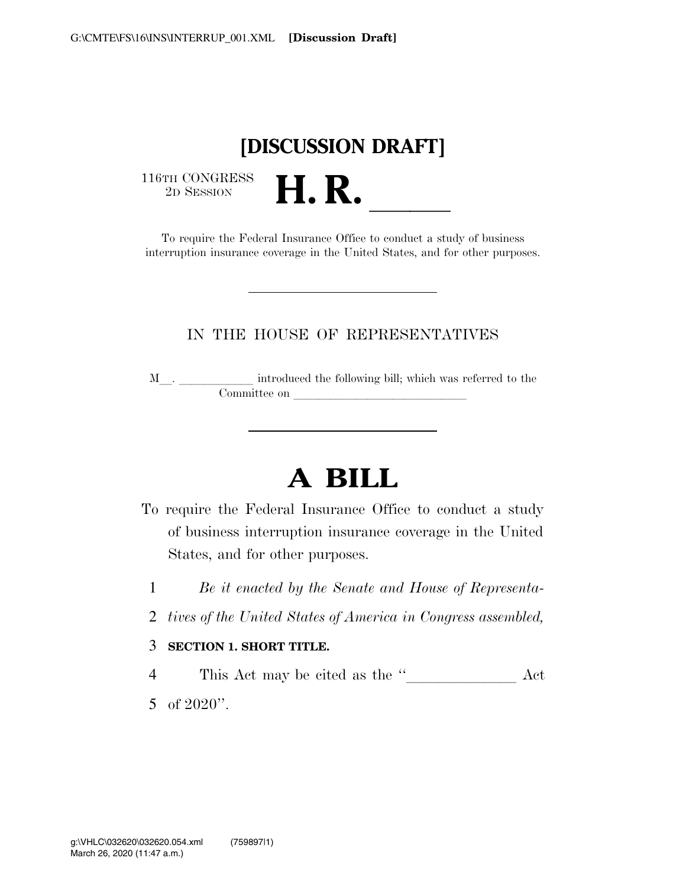# [DISCUSSION DRAFT]

116TH CONGRESS
2D SESSION

# H. R. ____

To require the Federal Insurance Office to conduct a study of business interruption insurance coverage in the United States, and for other purposes.

---

IN THE HOUSE OF REPRESENTATIVES

M__. ____________ introduced the following bill; which was referred to the Committee on ____________________________

---

# A BILL

To require the Federal Insurance Office to conduct a study of business interruption insurance coverage in the United States, and for other purposes.

1 *Be it enacted by the Senate and House of Representa-*
2 *tives of the United States of America in Congress assembled,*

3 **SECTION 1. SHORT TITLE.**

4 This Act may be cited as the "______________ Act
5 of 2020".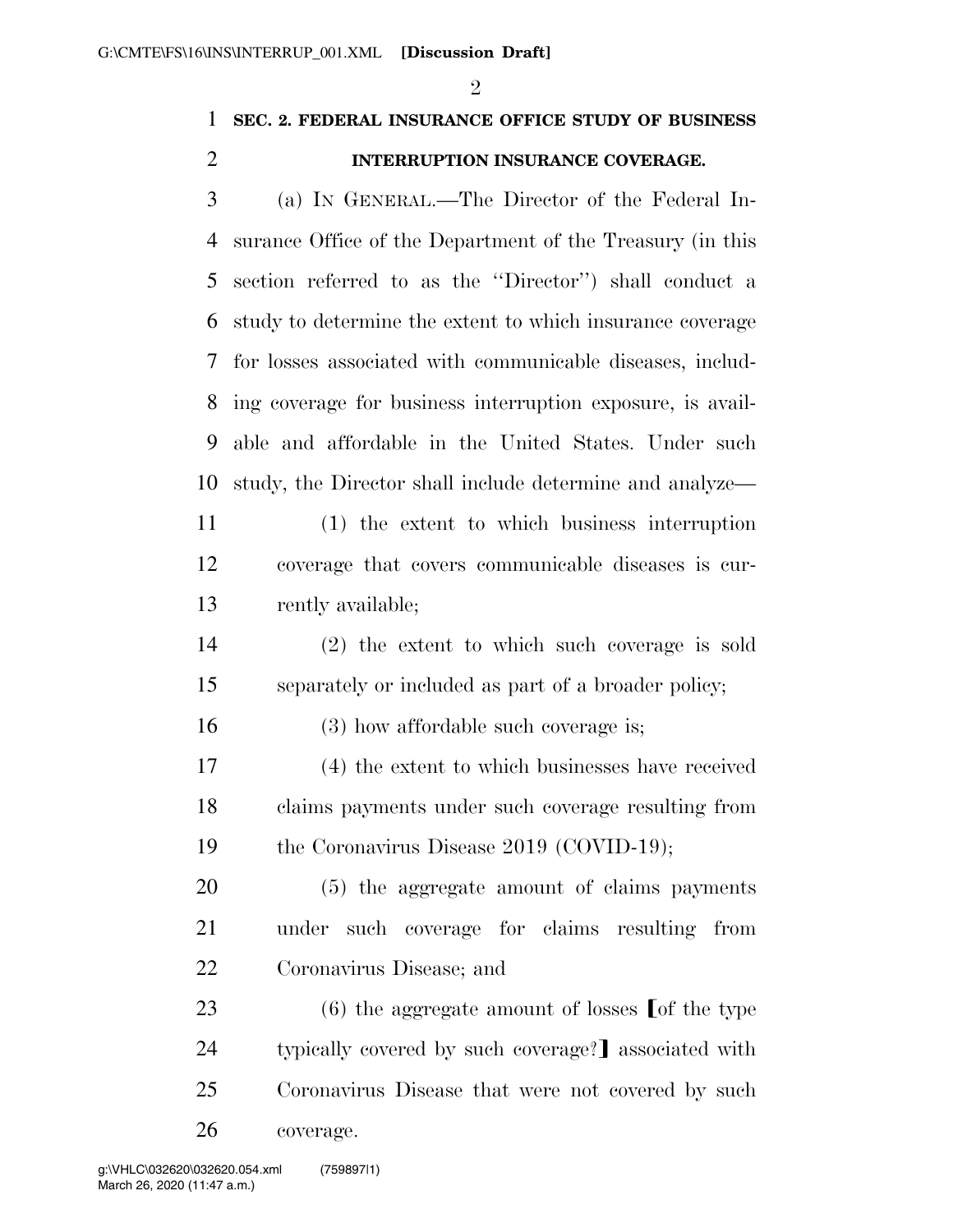**SEC. 2. FEDERAL INSURANCE OFFICE STUDY OF BUSINESS INTERRUPTION INSURANCE COVERAGE.**

(a) IN GENERAL.—The Director of the Federal Insurance Office of the Department of the Treasury (in this section referred to as the ''Director'') shall conduct a study to determine the extent to which insurance coverage for losses associated with communicable diseases, including coverage for business interruption exposure, is available and affordable in the United States. Under such study, the Director shall include determine and analyze—

(1) the extent to which business interruption coverage that covers communicable diseases is currently available;

(2) the extent to which such coverage is sold separately or included as part of a broader policy;

(3) how affordable such coverage is;

(4) the extent to which businesses have received claims payments under such coverage resulting from the Coronavirus Disease 2019 (COVID-19);

(5) the aggregate amount of claims payments under such coverage for claims resulting from Coronavirus Disease; and

(6) the aggregate amount of losses ⟦of the type typically covered by such coverage?⟧ associated with Coronavirus Disease that were not covered by such coverage.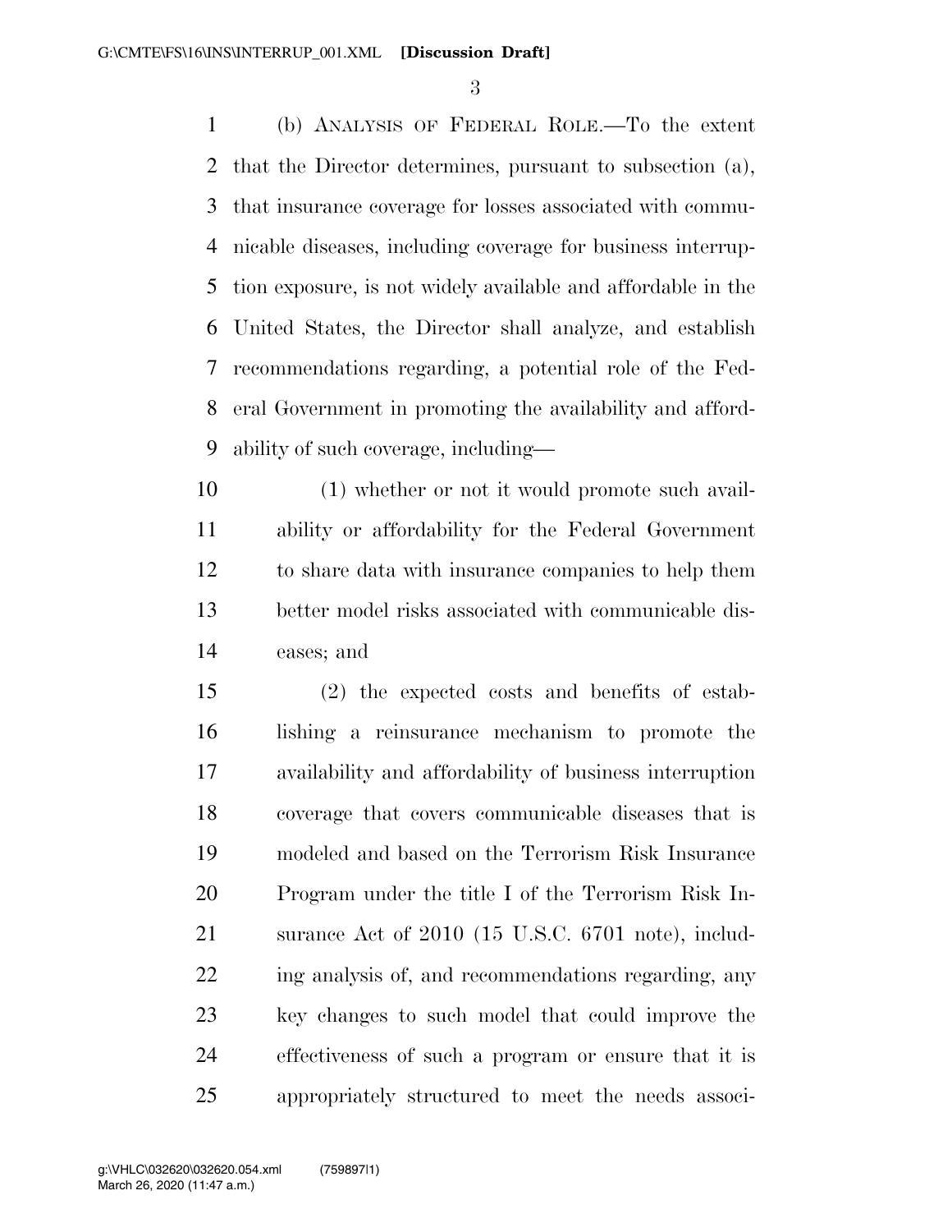(b) ANALYSIS OF FEDERAL ROLE.—To the extent that the Director determines, pursuant to subsection (a), that insurance coverage for losses associated with communicable diseases, including coverage for business interruption exposure, is not widely available and affordable in the United States, the Director shall analyze, and establish recommendations regarding, a potential role of the Federal Government in promoting the availability and affordability of such coverage, including—

(1) whether or not it would promote such availability or affordability for the Federal Government to share data with insurance companies to help them better model risks associated with communicable diseases; and

(2) the expected costs and benefits of establishing a reinsurance mechanism to promote the availability and affordability of business interruption coverage that covers communicable diseases that is modeled and based on the Terrorism Risk Insurance Program under the title I of the Terrorism Risk Insurance Act of 2010 (15 U.S.C. 6701 note), including analysis of, and recommendations regarding, any key changes to such model that could improve the effectiveness of such a program or ensure that it is appropriately structured to meet the needs associ-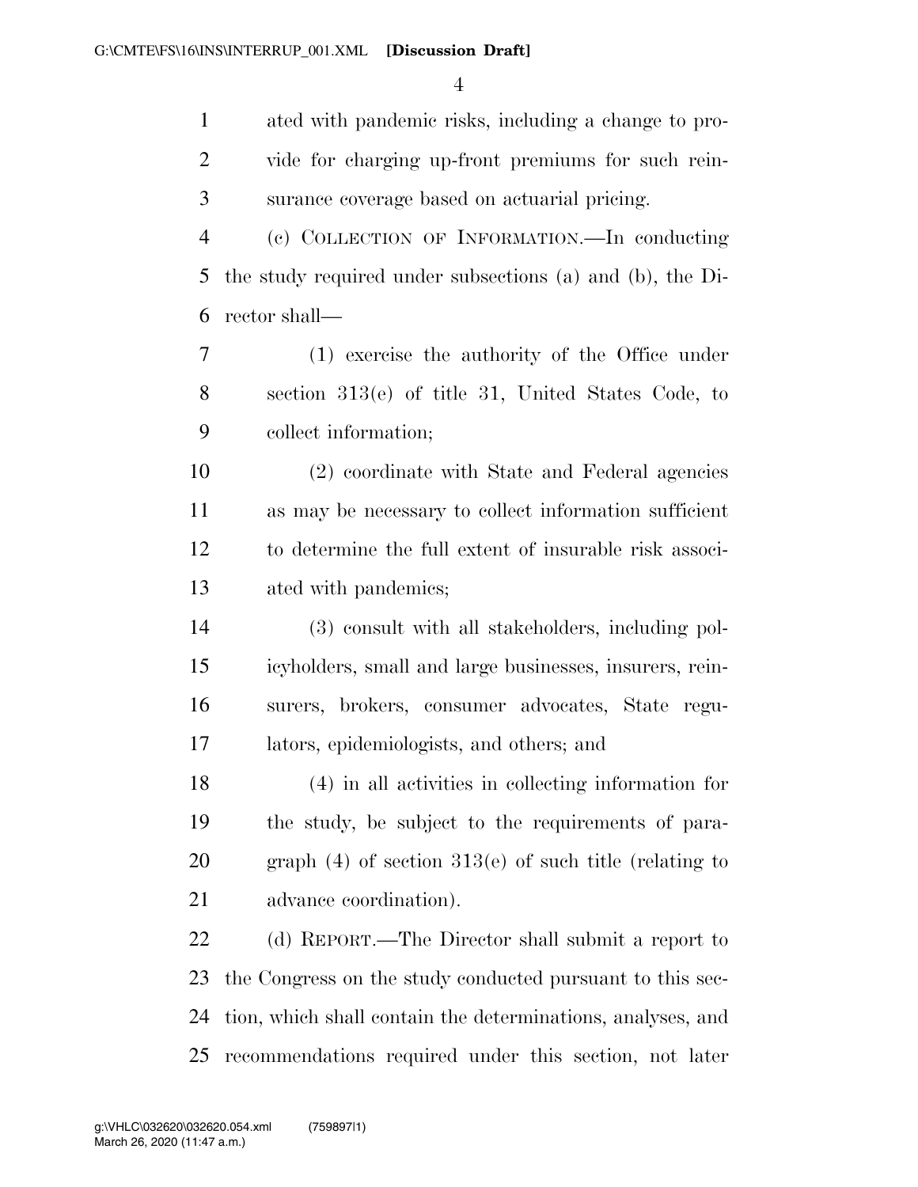ated with pandemic risks, including a change to provide for charging up-front premiums for such reinsurance coverage based on actuarial pricing.

(c) COLLECTION OF INFORMATION.—In conducting the study required under subsections (a) and (b), the Director shall—

(1) exercise the authority of the Office under section 313(e) of title 31, United States Code, to collect information;

(2) coordinate with State and Federal agencies as may be necessary to collect information sufficient to determine the full extent of insurable risk associated with pandemics;

(3) consult with all stakeholders, including policyholders, small and large businesses, insurers, reinsurers, brokers, consumer advocates, State regulators, epidemiologists, and others; and

(4) in all activities in collecting information for the study, be subject to the requirements of paragraph (4) of section 313(e) of such title (relating to advance coordination).

(d) REPORT.—The Director shall submit a report to the Congress on the study conducted pursuant to this section, which shall contain the determinations, analyses, and recommendations required under this section, not later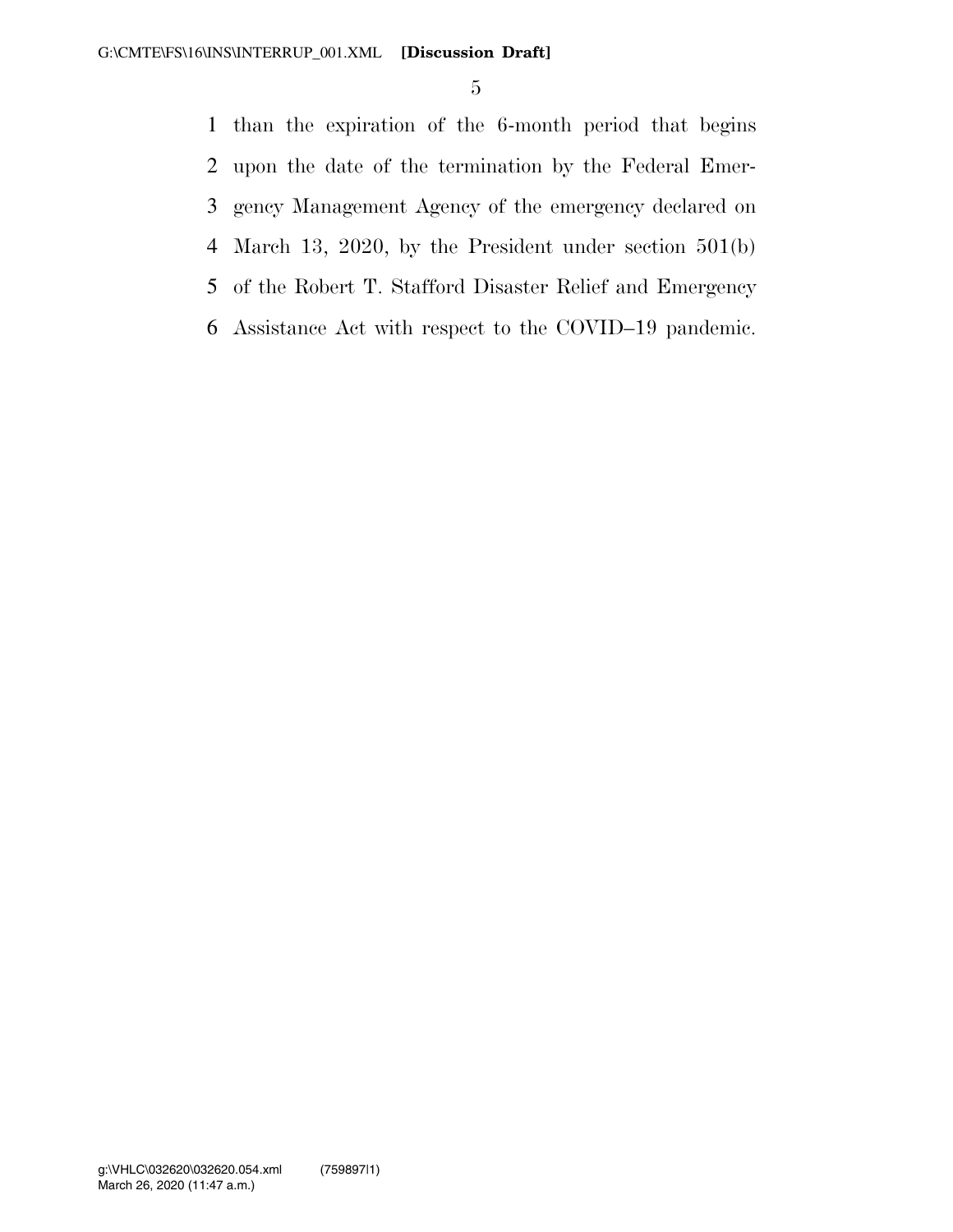than the expiration of the 6-month period that begins upon the date of the termination by the Federal Emergency Management Agency of the emergency declared on March 13, 2020, by the President under section 501(b) of the Robert T. Stafford Disaster Relief and Emergency Assistance Act with respect to the COVID–19 pandemic.